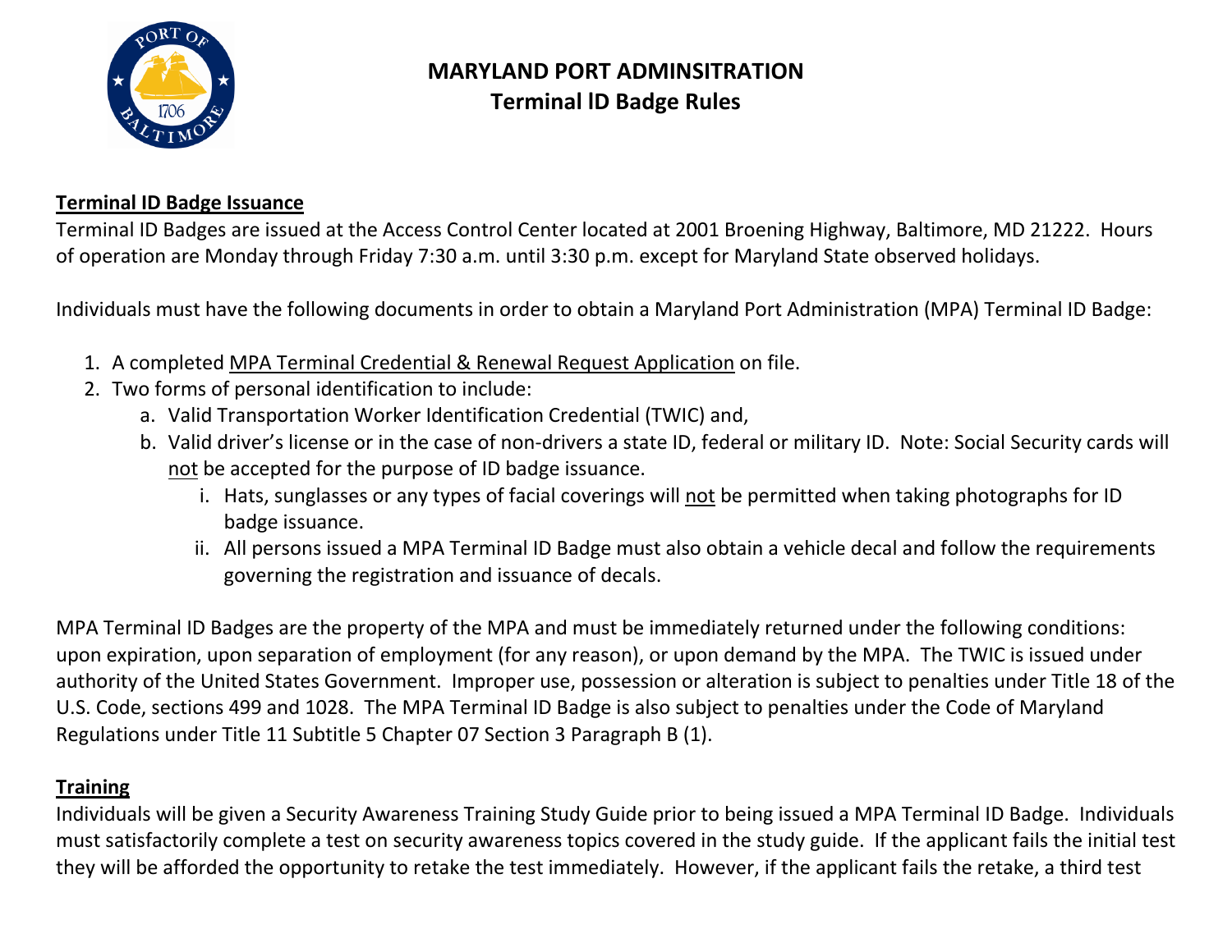# MARYLAND PORT ADMINSITRATION
## Terminal lD Badge Rules

### Terminal ID Badge Issuance

Terminal ID Badges are issued at the Access Control Center located at 2001 Broening Highway, Baltimore, MD 21222. Hours of operation are Monday through Friday 7:30 a.m. until 3:30 p.m. except for Maryland State observed holidays.

Individuals must have the following documents in order to obtain a Maryland Port Administration (MPA) Terminal ID Badge:

1. A completed MPA Terminal Credential & Renewal Request Application on file.
2. Two forms of personal identification to include:
   a. Valid Transportation Worker Identification Credential (TWIC) and,
   b. Valid driver's license or in the case of non-drivers a state ID, federal or military ID. Note: Social Security cards will not be accepted for the purpose of ID badge issuance.
      i. Hats, sunglasses or any types of facial coverings will not be permitted when taking photographs for ID badge issuance.
      ii. All persons issued a MPA Terminal ID Badge must also obtain a vehicle decal and follow the requirements governing the registration and issuance of decals.

MPA Terminal ID Badges are the property of the MPA and must be immediately returned under the following conditions: upon expiration, upon separation of employment (for any reason), or upon demand by the MPA. The TWIC is issued under authority of the United States Government. Improper use, possession or alteration is subject to penalties under Title 18 of the U.S. Code, sections 499 and 1028. The MPA Terminal ID Badge is also subject to penalties under the Code of Maryland Regulations under Title 11 Subtitle 5 Chapter 07 Section 3 Paragraph B (1).

### Training

Individuals will be given a Security Awareness Training Study Guide prior to being issued a MPA Terminal ID Badge. Individuals must satisfactorily complete a test on security awareness topics covered in the study guide. If the applicant fails the initial test they will be afforded the opportunity to retake the test immediately. However, if the applicant fails the retake, a third test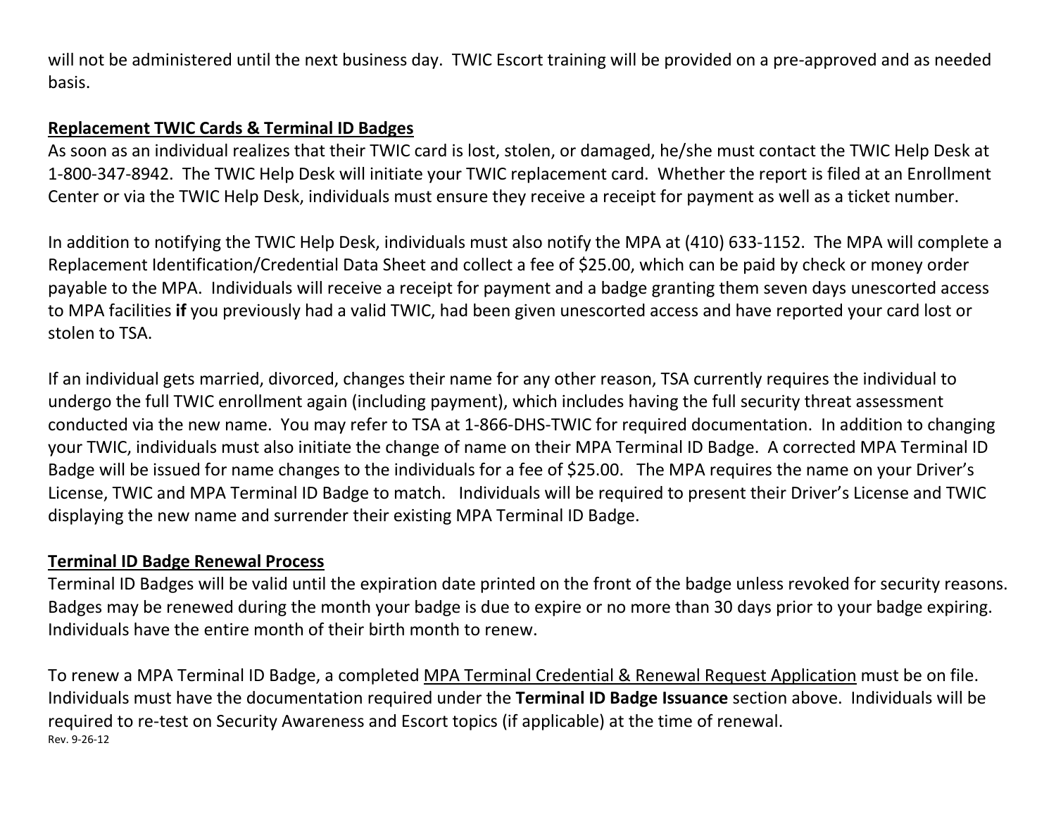will not be administered until the next business day. TWIC Escort training will be provided on a pre-approved and as needed basis.

## Replacement TWIC Cards & Terminal ID Badges

As soon as an individual realizes that their TWIC card is lost, stolen, or damaged, he/she must contact the TWIC Help Desk at 1-800-347-8942. The TWIC Help Desk will initiate your TWIC replacement card. Whether the report is filed at an Enrollment Center or via the TWIC Help Desk, individuals must ensure they receive a receipt for payment as well as a ticket number.

In addition to notifying the TWIC Help Desk, individuals must also notify the MPA at (410) 633-1152. The MPA will complete a Replacement Identification/Credential Data Sheet and collect a fee of $25.00, which can be paid by check or money order payable to the MPA. Individuals will receive a receipt for payment and a badge granting them seven days unescorted access to MPA facilities **if** you previously had a valid TWIC, had been given unescorted access and have reported your card lost or stolen to TSA.

If an individual gets married, divorced, changes their name for any other reason, TSA currently requires the individual to undergo the full TWIC enrollment again (including payment), which includes having the full security threat assessment conducted via the new name. You may refer to TSA at 1-866-DHS-TWIC for required documentation. In addition to changing your TWIC, individuals must also initiate the change of name on their MPA Terminal ID Badge. A corrected MPA Terminal ID Badge will be issued for name changes to the individuals for a fee of $25.00. The MPA requires the name on your Driver's License, TWIC and MPA Terminal ID Badge to match. Individuals will be required to present their Driver's License and TWIC displaying the new name and surrender their existing MPA Terminal ID Badge.

## Terminal ID Badge Renewal Process

Terminal ID Badges will be valid until the expiration date printed on the front of the badge unless revoked for security reasons. Badges may be renewed during the month your badge is due to expire or no more than 30 days prior to your badge expiring. Individuals have the entire month of their birth month to renew.

To renew a MPA Terminal ID Badge, a completed MPA Terminal Credential & Renewal Request Application must be on file. Individuals must have the documentation required under the **Terminal ID Badge Issuance** section above. Individuals will be required to re-test on Security Awareness and Escort topics (if applicable) at the time of renewal.

Rev. 9-26-12